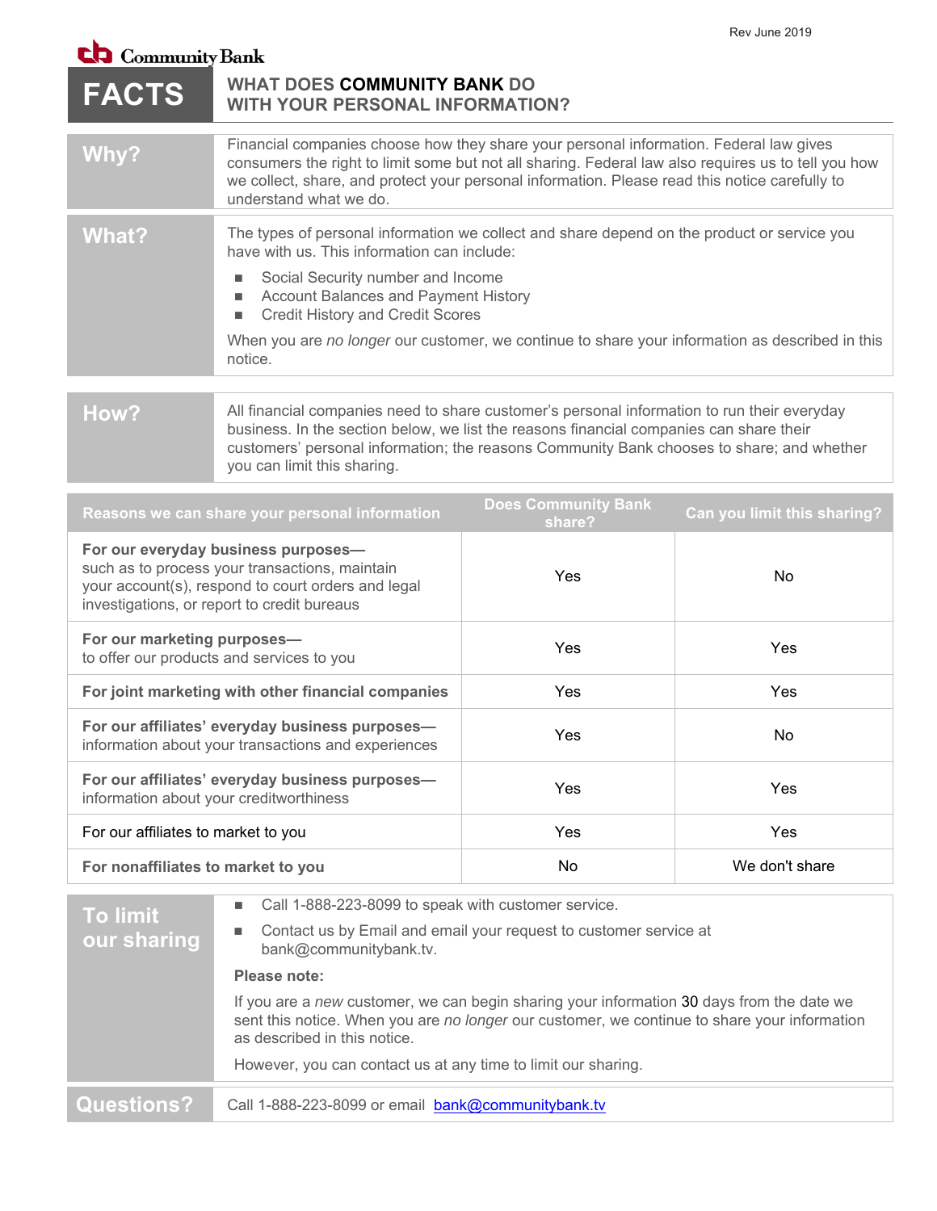Rev June 2019

Community Bank

# FACTS — WHAT DOES COMMUNITY BANK DO WITH YOUR PERSONAL INFORMATION?

| | |
|---|---|
| **Why?** | Financial companies choose how they share your personal information. Federal law gives consumers the right to limit some but not all sharing. Federal law also requires us to tell you how we collect, share, and protect your personal information. Please read this notice carefully to understand what we do. |
| **What?** | The types of personal information we collect and share depend on the product or service you have with us. This information can include:<br>▪ Social Security number and Income<br>▪ Account Balances and Payment History<br>▪ Credit History and Credit Scores<br><br>When you are *no longer* our customer, we continue to share your information as described in this notice. |
| **How?** | All financial companies need to share customer's personal information to run their everyday business. In the section below, we list the reasons financial companies can share their customers' personal information; the reasons Community Bank chooses to share; and whether you can limit this sharing. |

| Reasons we can share your personal information | Does Community Bank share? | Can you limit this sharing? |
|---|---|---|
| **For our everyday business purposes—** such as to process your transactions, maintain your account(s), respond to court orders and legal investigations, or report to credit bureaus | Yes | No |
| **For our marketing purposes—** to offer our products and services to you | Yes | Yes |
| **For joint marketing with other financial companies** | Yes | Yes |
| **For our affiliates' everyday business purposes—** information about your transactions and experiences | Yes | No |
| **For our affiliates' everyday business purposes—** information about your creditworthiness | Yes | Yes |
| For our affiliates to market to you | Yes | Yes |
| **For nonaffiliates to market to you** | No | We don't share |

| | |
|---|---|
| **To limit our sharing** | ▪ Call 1-888-223-8099 to speak with customer service.<br>▪ Contact us by Email and email your request to customer service at bank@communitybank.tv.<br><br>**Please note:**<br><br>If you are a *new* customer, we can begin sharing your information 30 days from the date we sent this notice. When you are *no longer* our customer, we continue to share your information as described in this notice.<br><br>However, you can contact us at any time to limit our sharing. |
| **Questions?** | Call 1-888-223-8099 or email bank@communitybank.tv |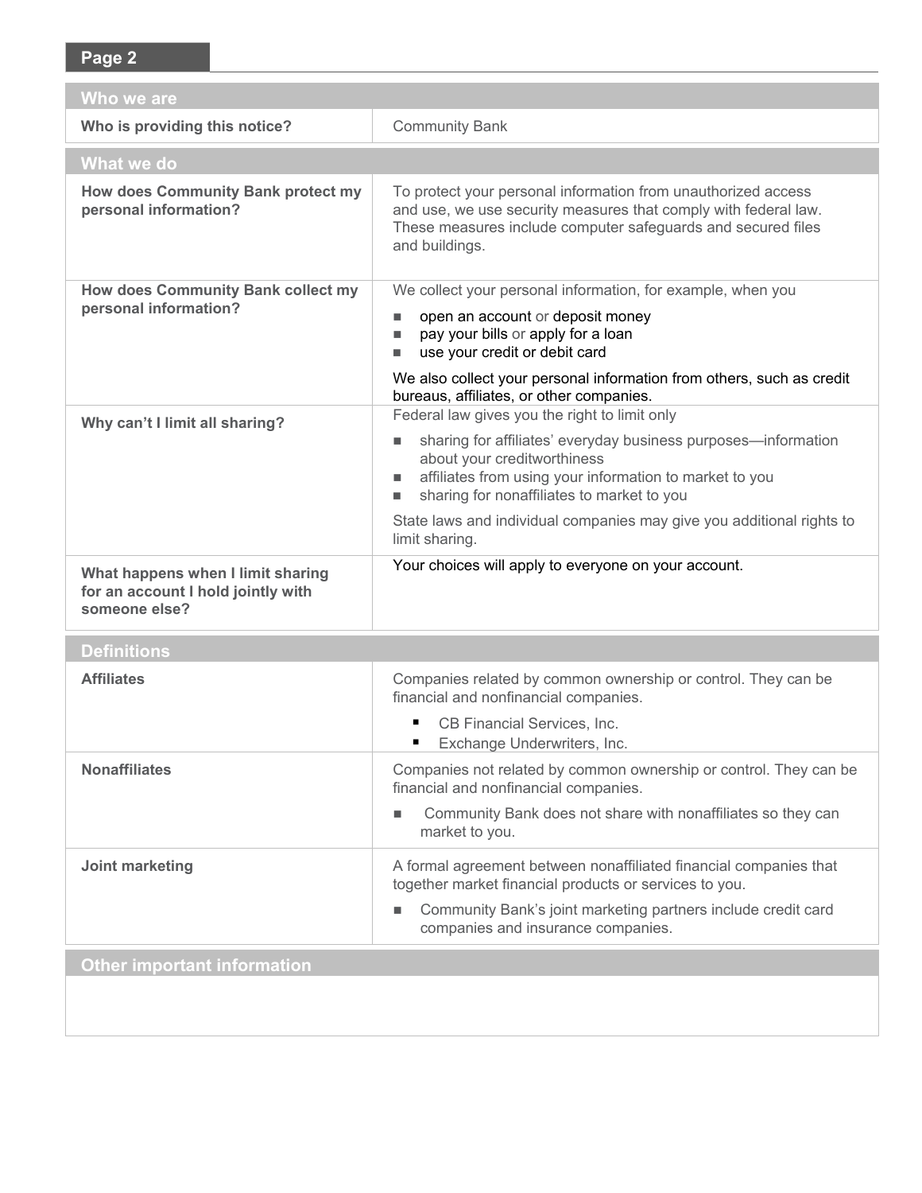| Who we are | |
|---|---|
| **Who is providing this notice?** | Community Bank |

| What we do | |
|---|---|
| **How does Community Bank protect my personal information?** | To protect your personal information from unauthorized access and use, we use security measures that comply with federal law. These measures include computer safeguards and secured files and buildings. |
| **How does Community Bank collect my personal information?** | We collect your personal information, for example, when you<br>■ open an account or deposit money<br>■ pay your bills or apply for a loan<br>■ use your credit or debit card<br><br>We also collect your personal information from others, such as credit bureaus, affiliates, or other companies. |
| **Why can't I limit all sharing?** | Federal law gives you the right to limit only<br>■ sharing for affiliates' everyday business purposes—information about your creditworthiness<br>■ affiliates from using your information to market to you<br>■ sharing for nonaffiliates to market to you<br><br>State laws and individual companies may give you additional rights to limit sharing. |
| **What happens when I limit sharing for an account I hold jointly with someone else?** | Your choices will apply to everyone on your account. |

| Definitions | |
|---|---|
| **Affiliates** | Companies related by common ownership or control. They can be financial and nonfinancial companies.<br>▪ CB Financial Services, Inc.<br>▪ Exchange Underwriters, Inc. |
| **Nonaffiliates** | Companies not related by common ownership or control. They can be financial and nonfinancial companies.<br>■ Community Bank does not share with nonaffiliates so they can market to you. |
| **Joint marketing** | A formal agreement between nonaffiliated financial companies that together market financial products or services to you.<br>■ Community Bank's joint marketing partners include credit card companies and insurance companies. |

| Other important information |
|---|
| |